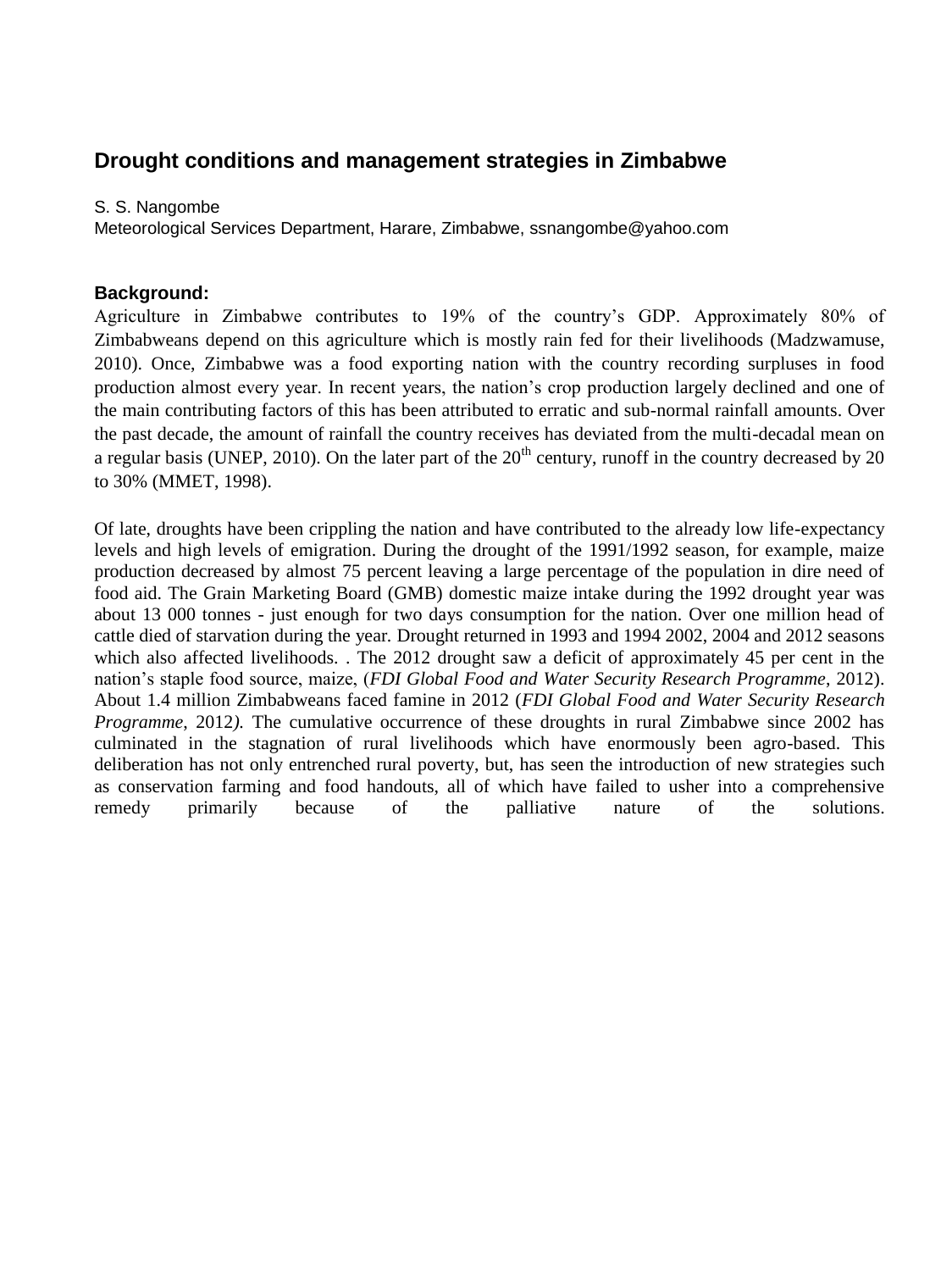# Drought conditions and management strategies in Zimbabwe

S. S. Nangombe
Meteorological Services Department, Harare, Zimbabwe, ssnangombe@yahoo.com

## Background:

Agriculture in Zimbabwe contributes to 19% of the country's GDP. Approximately 80% of Zimbabweans depend on this agriculture which is mostly rain fed for their livelihoods (Madzwamuse, 2010). Once, Zimbabwe was a food exporting nation with the country recording surpluses in food production almost every year. In recent years, the nation's crop production largely declined and one of the main contributing factors of this has been attributed to erratic and sub-normal rainfall amounts. Over the past decade, the amount of rainfall the country receives has deviated from the multi-decadal mean on a regular basis (UNEP, 2010). On the later part of the 20th century, runoff in the country decreased by 20 to 30% (MMET, 1998).

Of late, droughts have been crippling the nation and have contributed to the already low life-expectancy levels and high levels of emigration. During the drought of the 1991/1992 season, for example, maize production decreased by almost 75 percent leaving a large percentage of the population in dire need of food aid. The Grain Marketing Board (GMB) domestic maize intake during the 1992 drought year was about 13 000 tonnes - just enough for two days consumption for the nation. Over one million head of cattle died of starvation during the year. Drought returned in 1993 and 1994 2002, 2004 and 2012 seasons which also affected livelihoods. . The 2012 drought saw a deficit of approximately 45 per cent in the nation's staple food source, maize, (*FDI Global Food and Water Security Research Programme*, 2012). About 1.4 million Zimbabweans faced famine in 2012 (*FDI Global Food and Water Security Research Programme*, 2012). The cumulative occurrence of these droughts in rural Zimbabwe since 2002 has culminated in the stagnation of rural livelihoods which have enormously been agro-based. This deliberation has not only entrenched rural poverty, but, has seen the introduction of new strategies such as conservation farming and food handouts, all of which have failed to usher into a comprehensive remedy primarily because of the palliative nature of the solutions.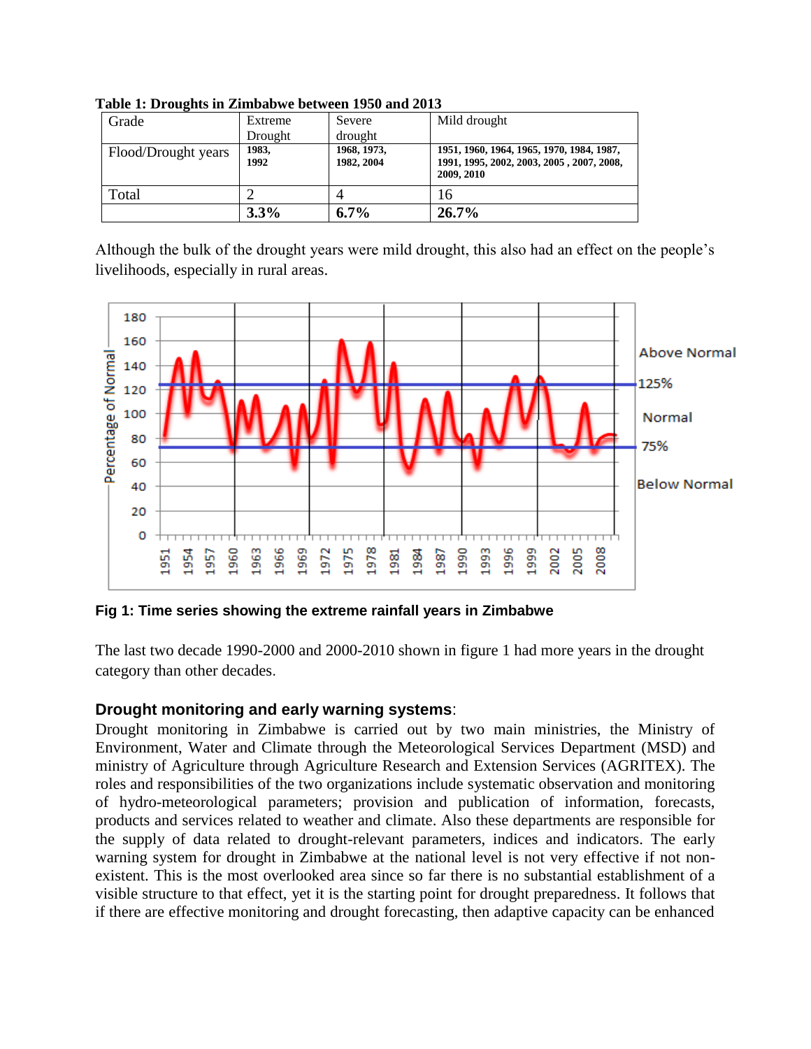**Table 1: Droughts in Zimbabwe between 1950 and 2013**

| Grade | Extreme Drought | Severe drought | Mild drought |
|---|---|---|---|
| Flood/Drought years | 1983, 1992 | 1968, 1973, 1982, 2004 | 1951, 1960, 1964, 1965, 1970, 1984, 1987, 1991, 1995, 2002, 2003, 2005 , 2007, 2008, 2009, 2010 |
| Total | 2 | 4 | 16 |
| | **3.3%** | **6.7%** | **26.7%** |

Although the bulk of the drought years were mild drought, this also had an effect on the people's livelihoods, especially in rural areas.

**Fig 1: Time series showing the extreme rainfall years in Zimbabwe**

The last two decade 1990-2000 and 2000-2010 shown in figure 1 had more years in the drought category than other decades.

### Drought monitoring and early warning systems:

Drought monitoring in Zimbabwe is carried out by two main ministries, the Ministry of Environment, Water and Climate through the Meteorological Services Department (MSD) and ministry of Agriculture through Agriculture Research and Extension Services (AGRITEX). The roles and responsibilities of the two organizations include systematic observation and monitoring of hydro-meteorological parameters; provision and publication of information, forecasts, products and services related to weather and climate. Also these departments are responsible for the supply of data related to drought-relevant parameters, indices and indicators. The early warning system for drought in Zimbabwe at the national level is not very effective if not non-existent. This is the most overlooked area since so far there is no substantial establishment of a visible structure to that effect, yet it is the starting point for drought preparedness. It follows that if there are effective monitoring and drought forecasting, then adaptive capacity can be enhanced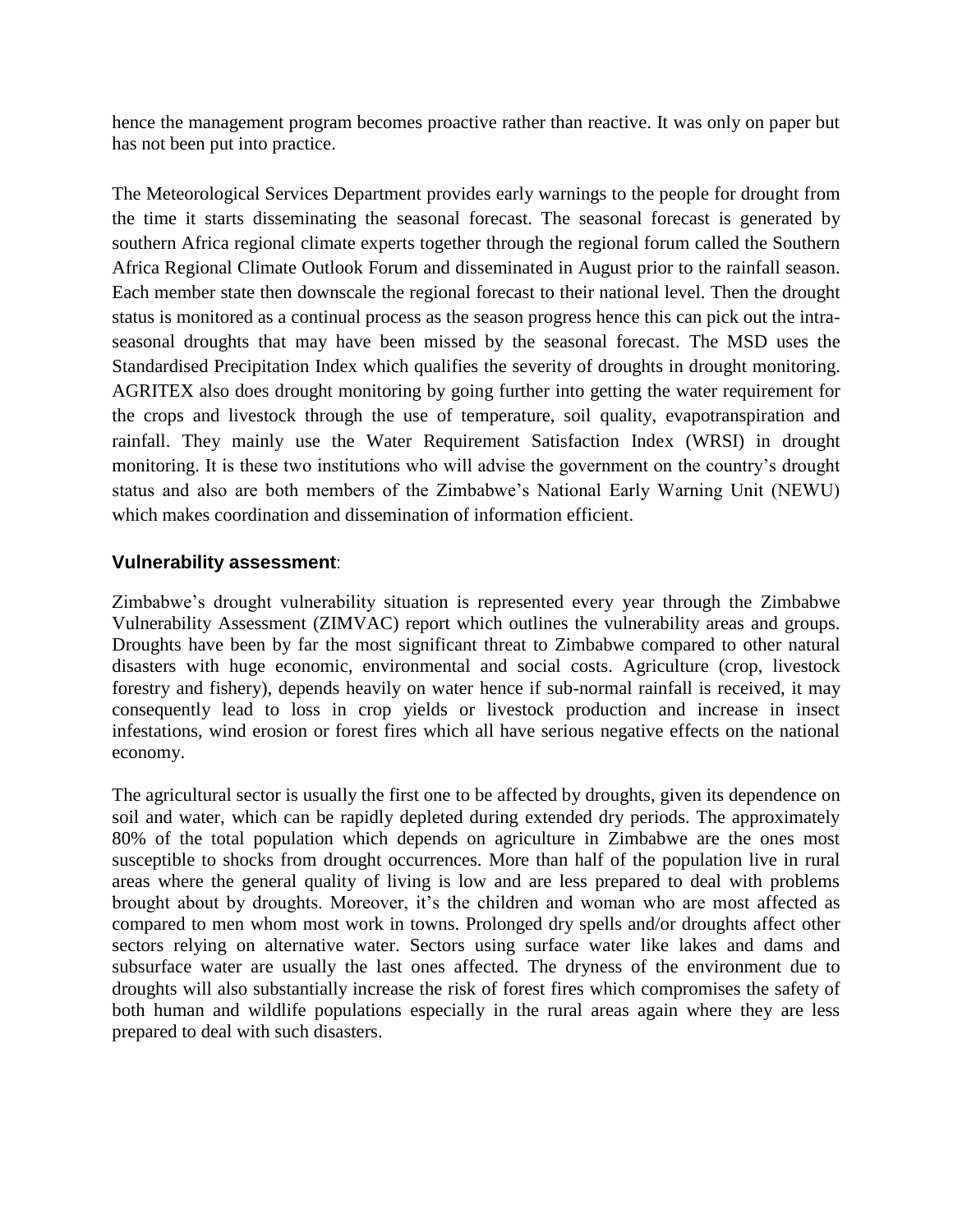hence the management program becomes proactive rather than reactive. It was only on paper but has not been put into practice.

The Meteorological Services Department provides early warnings to the people for drought from the time it starts disseminating the seasonal forecast. The seasonal forecast is generated by southern Africa regional climate experts together through the regional forum called the Southern Africa Regional Climate Outlook Forum and disseminated in August prior to the rainfall season. Each member state then downscale the regional forecast to their national level. Then the drought status is monitored as a continual process as the season progress hence this can pick out the intra-seasonal droughts that may have been missed by the seasonal forecast. The MSD uses the Standardised Precipitation Index which qualifies the severity of droughts in drought monitoring. AGRITEX also does drought monitoring by going further into getting the water requirement for the crops and livestock through the use of temperature, soil quality, evapotranspiration and rainfall. They mainly use the Water Requirement Satisfaction Index (WRSI) in drought monitoring. It is these two institutions who will advise the government on the country's drought status and also are both members of the Zimbabwe's National Early Warning Unit (NEWU) which makes coordination and dissemination of information efficient.

### **Vulnerability assessment**:

Zimbabwe's drought vulnerability situation is represented every year through the Zimbabwe Vulnerability Assessment (ZIMVAC) report which outlines the vulnerability areas and groups. Droughts have been by far the most significant threat to Zimbabwe compared to other natural disasters with huge economic, environmental and social costs. Agriculture (crop, livestock forestry and fishery), depends heavily on water hence if sub-normal rainfall is received, it may consequently lead to loss in crop yields or livestock production and increase in insect infestations, wind erosion or forest fires which all have serious negative effects on the national economy.

The agricultural sector is usually the first one to be affected by droughts, given its dependence on soil and water, which can be rapidly depleted during extended dry periods. The approximately 80% of the total population which depends on agriculture in Zimbabwe are the ones most susceptible to shocks from drought occurrences. More than half of the population live in rural areas where the general quality of living is low and are less prepared to deal with problems brought about by droughts. Moreover, it's the children and woman who are most affected as compared to men whom most work in towns. Prolonged dry spells and/or droughts affect other sectors relying on alternative water. Sectors using surface water like lakes and dams and subsurface water are usually the last ones affected. The dryness of the environment due to droughts will also substantially increase the risk of forest fires which compromises the safety of both human and wildlife populations especially in the rural areas again where they are less prepared to deal with such disasters.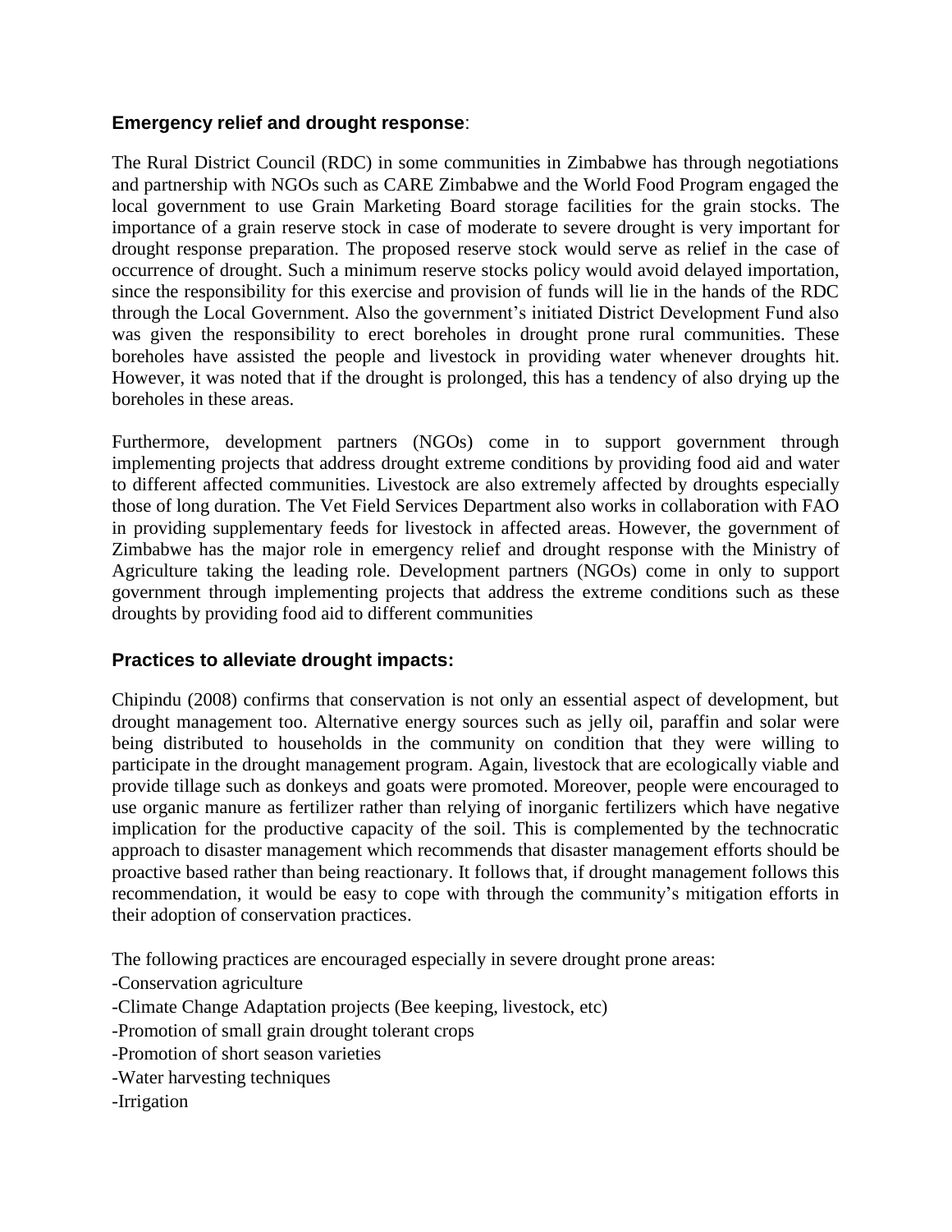### **Emergency relief and drought response**:

The Rural District Council (RDC) in some communities in Zimbabwe has through negotiations and partnership with NGOs such as CARE Zimbabwe and the World Food Program engaged the local government to use Grain Marketing Board storage facilities for the grain stocks. The importance of a grain reserve stock in case of moderate to severe drought is very important for drought response preparation. The proposed reserve stock would serve as relief in the case of occurrence of drought. Such a minimum reserve stocks policy would avoid delayed importation, since the responsibility for this exercise and provision of funds will lie in the hands of the RDC through the Local Government. Also the government's initiated District Development Fund also was given the responsibility to erect boreholes in drought prone rural communities. These boreholes have assisted the people and livestock in providing water whenever droughts hit. However, it was noted that if the drought is prolonged, this has a tendency of also drying up the boreholes in these areas.

Furthermore, development partners (NGOs) come in to support government through implementing projects that address drought extreme conditions by providing food aid and water to different affected communities. Livestock are also extremely affected by droughts especially those of long duration. The Vet Field Services Department also works in collaboration with FAO in providing supplementary feeds for livestock in affected areas. However, the government of Zimbabwe has the major role in emergency relief and drought response with the Ministry of Agriculture taking the leading role. Development partners (NGOs) come in only to support government through implementing projects that address the extreme conditions such as these droughts by providing food aid to different communities

### **Practices to alleviate drought impacts:**

Chipindu (2008) confirms that conservation is not only an essential aspect of development, but drought management too. Alternative energy sources such as jelly oil, paraffin and solar were being distributed to households in the community on condition that they were willing to participate in the drought management program. Again, livestock that are ecologically viable and provide tillage such as donkeys and goats were promoted. Moreover, people were encouraged to use organic manure as fertilizer rather than relying of inorganic fertilizers which have negative implication for the productive capacity of the soil. This is complemented by the technocratic approach to disaster management which recommends that disaster management efforts should be proactive based rather than being reactionary. It follows that, if drought management follows this recommendation, it would be easy to cope with through the community's mitigation efforts in their adoption of conservation practices.

The following practices are encouraged especially in severe drought prone areas:

- Conservation agriculture
- Climate Change Adaptation projects (Bee keeping, livestock, etc)
- Promotion of small grain drought tolerant crops
- Promotion of short season varieties
- Water harvesting techniques
- Irrigation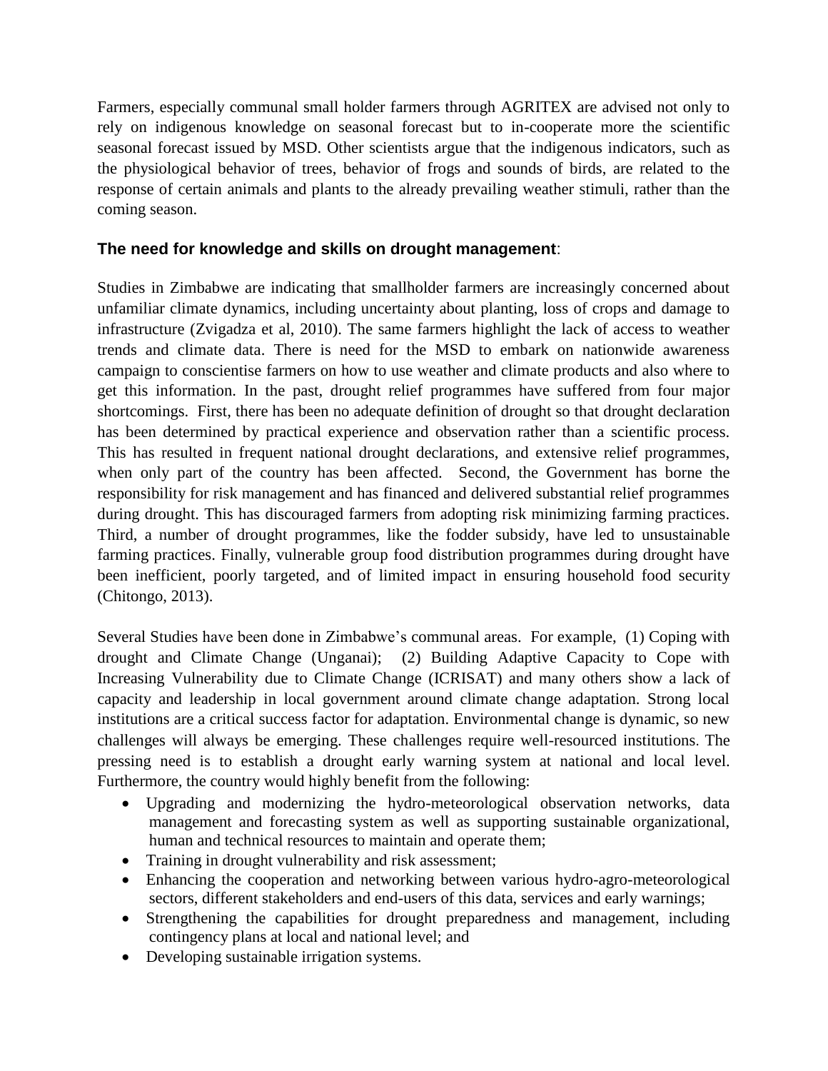Farmers, especially communal small holder farmers through AGRITEX are advised not only to rely on indigenous knowledge on seasonal forecast but to in-cooperate more the scientific seasonal forecast issued by MSD. Other scientists argue that the indigenous indicators, such as the physiological behavior of trees, behavior of frogs and sounds of birds, are related to the response of certain animals and plants to the already prevailing weather stimuli, rather than the coming season.

### **The need for knowledge and skills on drought management**:

Studies in Zimbabwe are indicating that smallholder farmers are increasingly concerned about unfamiliar climate dynamics, including uncertainty about planting, loss of crops and damage to infrastructure (Zvigadza et al, 2010). The same farmers highlight the lack of access to weather trends and climate data. There is need for the MSD to embark on nationwide awareness campaign to conscientise farmers on how to use weather and climate products and also where to get this information. In the past, drought relief programmes have suffered from four major shortcomings. First, there has been no adequate definition of drought so that drought declaration has been determined by practical experience and observation rather than a scientific process. This has resulted in frequent national drought declarations, and extensive relief programmes, when only part of the country has been affected. Second, the Government has borne the responsibility for risk management and has financed and delivered substantial relief programmes during drought. This has discouraged farmers from adopting risk minimizing farming practices. Third, a number of drought programmes, like the fodder subsidy, have led to unsustainable farming practices. Finally, vulnerable group food distribution programmes during drought have been inefficient, poorly targeted, and of limited impact in ensuring household food security (Chitongo, 2013).

Several Studies have been done in Zimbabwe's communal areas. For example, (1) Coping with drought and Climate Change (Unganai); (2) Building Adaptive Capacity to Cope with Increasing Vulnerability due to Climate Change (ICRISAT) and many others show a lack of capacity and leadership in local government around climate change adaptation. Strong local institutions are a critical success factor for adaptation. Environmental change is dynamic, so new challenges will always be emerging. These challenges require well-resourced institutions. The pressing need is to establish a drought early warning system at national and local level. Furthermore, the country would highly benefit from the following:

- Upgrading and modernizing the hydro-meteorological observation networks, data management and forecasting system as well as supporting sustainable organizational, human and technical resources to maintain and operate them;
- Training in drought vulnerability and risk assessment;
- Enhancing the cooperation and networking between various hydro-agro-meteorological sectors, different stakeholders and end-users of this data, services and early warnings;
- Strengthening the capabilities for drought preparedness and management, including contingency plans at local and national level; and
- Developing sustainable irrigation systems.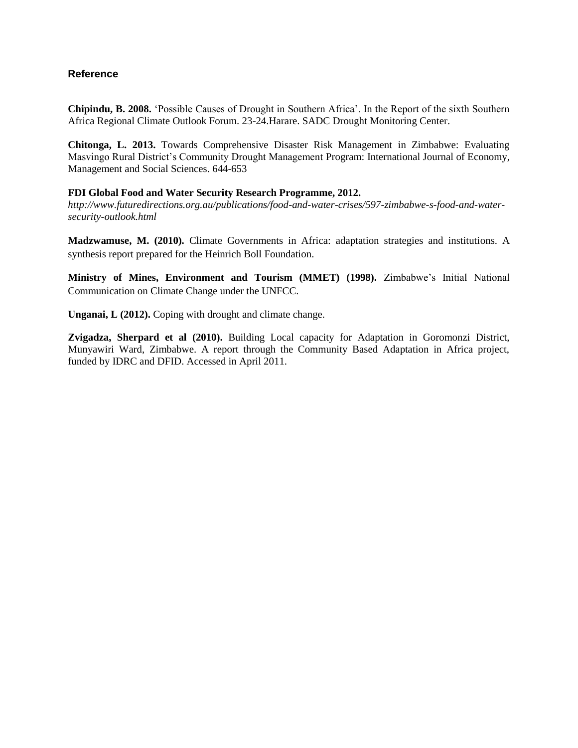## Reference

**Chipindu, B. 2008.** 'Possible Causes of Drought in Southern Africa'. In the Report of the sixth Southern Africa Regional Climate Outlook Forum. 23-24.Harare. SADC Drought Monitoring Center.

**Chitonga, L. 2013.** Towards Comprehensive Disaster Risk Management in Zimbabwe: Evaluating Masvingo Rural District's Community Drought Management Program: International Journal of Economy, Management and Social Sciences. 644-653

**FDI Global Food and Water Security Research Programme, 2012.**
*http://www.futuredirections.org.au/publications/food-and-water-crises/597-zimbabwe-s-food-and-water-security-outlook.html*

**Madzwamuse, M. (2010).** Climate Governments in Africa: adaptation strategies and institutions. A synthesis report prepared for the Heinrich Boll Foundation.

**Ministry of Mines, Environment and Tourism (MMET) (1998).** Zimbabwe's Initial National Communication on Climate Change under the UNFCC.

**Unganai, L (2012).** Coping with drought and climate change.

**Zvigadza, Sherpard et al (2010).** Building Local capacity for Adaptation in Goromonzi District, Munyawiri Ward, Zimbabwe. A report through the Community Based Adaptation in Africa project, funded by IDRC and DFID. Accessed in April 2011.